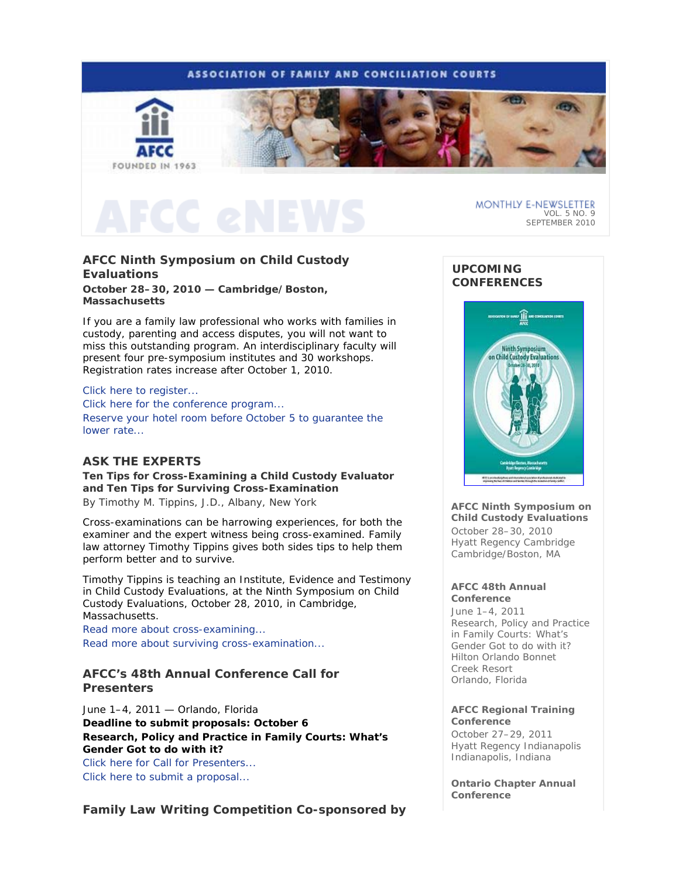ASSOCIATION OF FAMILY AND CONCILIATION COURTS

AFCC
FOUNDED IN 1963

# AFCC eNEWS

MONTHLY E-NEWSLETTER
VOL. 5 NO. 9
SEPTEMBER 2010

## AFCC Ninth Symposium on Child Custody Evaluations

**October 28–30, 2010 — Cambridge/Boston, Massachusetts**

If you are a family law professional who works with families in custody, parenting and access disputes, you will not want to miss this outstanding program. An interdisciplinary faculty will present four pre-symposium institutes and 30 workshops. Registration rates increase after October 1, 2010.

Click here to register...
Click here for the conference program...
Reserve your hotel room before October 5 to guarantee the lower rate...

## ASK THE EXPERTS

**Ten Tips for Cross-Examining a Child Custody Evaluator and Ten Tips for Surviving Cross-Examination**
By Timothy M. Tippins, J.D., Albany, New York

Cross-examinations can be harrowing experiences, for both the examiner and the expert witness being cross-examined. Family law attorney Timothy Tippins gives both sides tips to help them perform better and to survive.

Timothy Tippins is teaching an Institute, Evidence and Testimony in Child Custody Evaluations, at the Ninth Symposium on Child Custody Evaluations, October 28, 2010, in Cambridge, Massachusetts.
Read more about cross-examining...
Read more about surviving cross-examination...

## AFCC's 48th Annual Conference Call for Presenters

June 1–4, 2011 — Orlando, Florida
**Deadline to submit proposals: October 6**
**Research, Policy and Practice in Family Courts: What's Gender Got to do with it?**
Click here for Call for Presenters...
Click here to submit a proposal...

## Family Law Writing Competition Co-sponsored by

## UPCOMING CONFERENCES

**AFCC Ninth Symposium on Child Custody Evaluations**
October 28–30, 2010
Hyatt Regency Cambridge
Cambridge/Boston, MA

**AFCC 48th Annual Conference**
June 1–4, 2011
Research, Policy and Practice in Family Courts: What's Gender Got to do with it?
Hilton Orlando Bonnet Creek Resort
Orlando, Florida

**AFCC Regional Training Conference**
October 27–29, 2011
Hyatt Regency Indianapolis
Indianapolis, Indiana

**Ontario Chapter Annual Conference**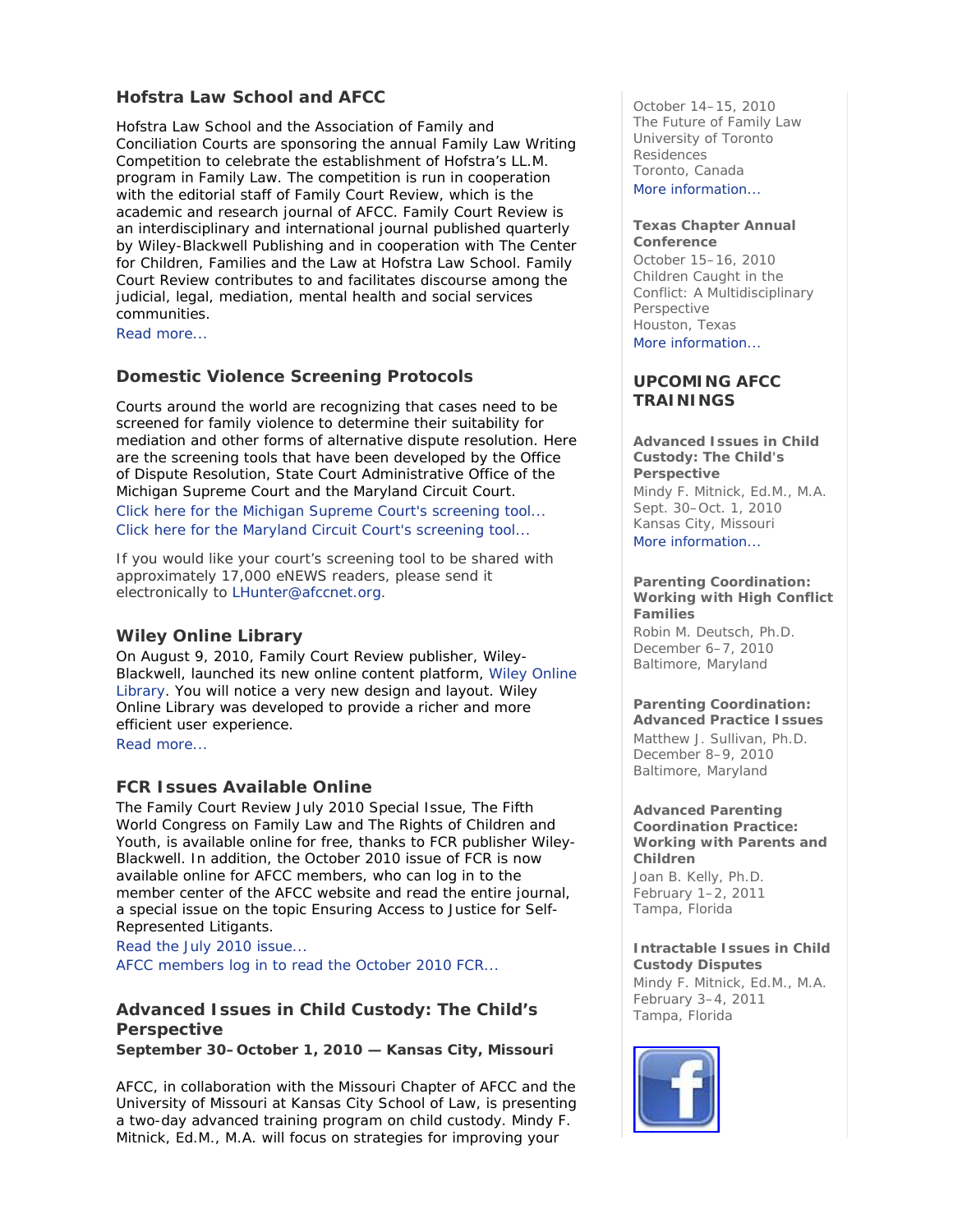## Hofstra Law School and AFCC

Hofstra Law School and the Association of Family and Conciliation Courts are sponsoring the annual Family Law Writing Competition to celebrate the establishment of Hofstra's LL.M. program in Family Law. The competition is run in cooperation with the editorial staff of Family Court Review, which is the academic and research journal of AFCC. Family Court Review is an interdisciplinary and international journal published quarterly by Wiley-Blackwell Publishing and in cooperation with The Center for Children, Families and the Law at Hofstra Law School. Family Court Review contributes to and facilitates discourse among the judicial, legal, mediation, mental health and social services communities.
Read more...

## Domestic Violence Screening Protocols

Courts around the world are recognizing that cases need to be screened for family violence to determine their suitability for mediation and other forms of alternative dispute resolution. Here are the screening tools that have been developed by the Office of Dispute Resolution, State Court Administrative Office of the Michigan Supreme Court and the Maryland Circuit Court.
Click here for the Michigan Supreme Court's screening tool...
Click here for the Maryland Circuit Court's screening tool...

If you would like your court's screening tool to be shared with approximately 17,000 eNEWS readers, please send it electronically to LHunter@afccnet.org.

## Wiley Online Library

On August 9, 2010, Family Court Review publisher, Wiley-Blackwell, launched its new online content platform, Wiley Online Library. You will notice a very new design and layout. Wiley Online Library was developed to provide a richer and more efficient user experience.
Read more...

## FCR Issues Available Online

The Family Court Review July 2010 Special Issue, The Fifth World Congress on Family Law and The Rights of Children and Youth, is available online for free, thanks to FCR publisher Wiley-Blackwell. In addition, the October 2010 issue of FCR is now available online for AFCC members, who can log in to the member center of the AFCC website and read the entire journal, a special issue on the topic Ensuring Access to Justice for Self-Represented Litigants.
Read the July 2010 issue...
AFCC members log in to read the October 2010 FCR...

## Advanced Issues in Child Custody: The Child's Perspective

**September 30–October 1, 2010 — Kansas City, Missouri**

AFCC, in collaboration with the Missouri Chapter of AFCC and the University of Missouri at Kansas City School of Law, is presenting a two-day advanced training program on child custody. Mindy F. Mitnick, Ed.M., M.A. will focus on strategies for improving your

October 14–15, 2010
The Future of Family Law
University of Toronto Residences
Toronto, Canada
More information...

**Texas Chapter Annual Conference**
October 15–16, 2010
Children Caught in the Conflict: A Multidisciplinary Perspective
Houston, Texas
More information...

## UPCOMING AFCC TRAININGS

**Advanced Issues in Child Custody: The Child's Perspective**
Mindy F. Mitnick, Ed.M., M.A.
Sept. 30–Oct. 1, 2010
Kansas City, Missouri
More information...

**Parenting Coordination: Working with High Conflict Families**
Robin M. Deutsch, Ph.D.
December 6–7, 2010
Baltimore, Maryland

**Parenting Coordination: Advanced Practice Issues**
Matthew J. Sullivan, Ph.D.
December 8–9, 2010
Baltimore, Maryland

**Advanced Parenting Coordination Practice: Working with Parents and Children**
Joan B. Kelly, Ph.D.
February 1–2, 2011
Tampa, Florida

**Intractable Issues in Child Custody Disputes**
Mindy F. Mitnick, Ed.M., M.A.
February 3–4, 2011
Tampa, Florida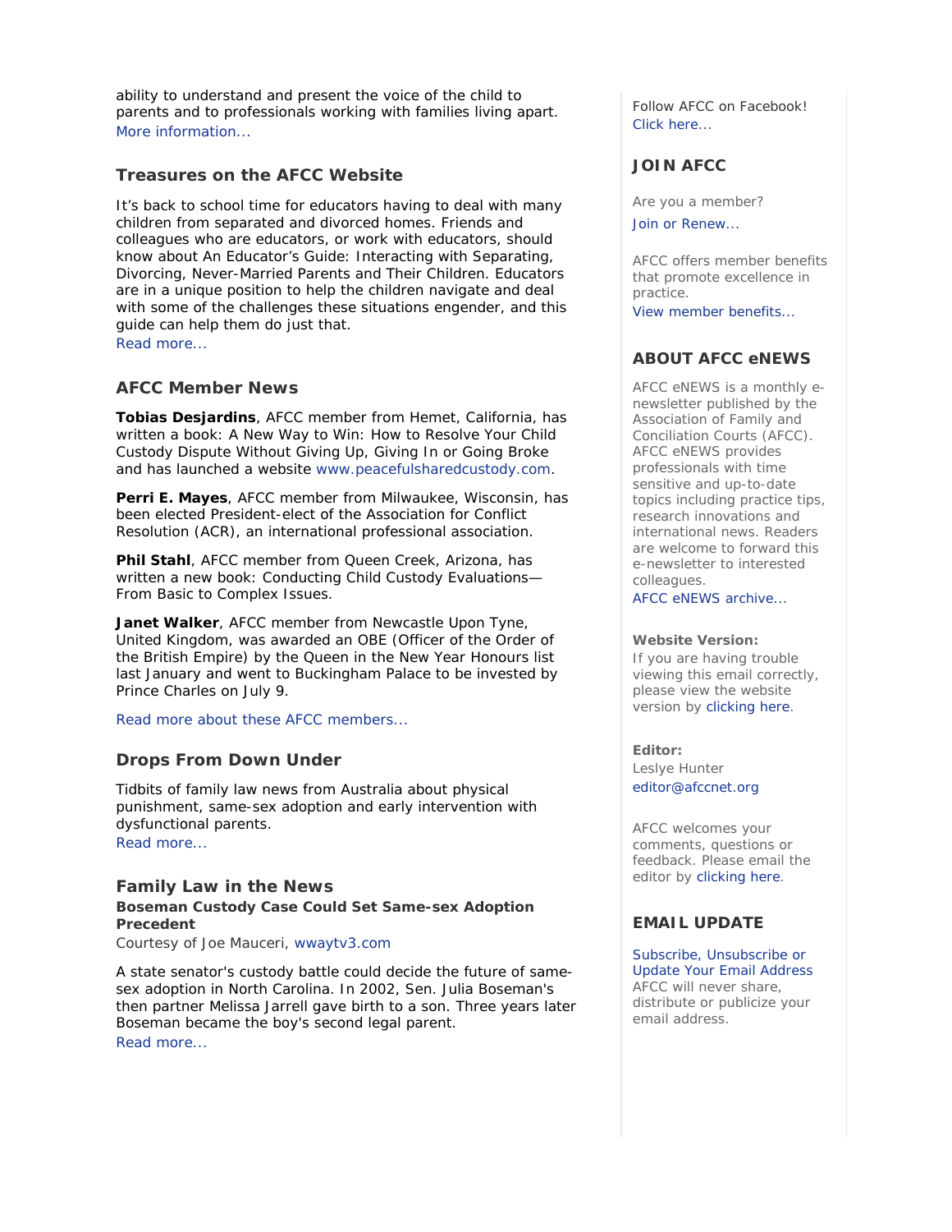ability to understand and present the voice of the child to parents and to professionals working with families living apart.
More information...

## Treasures on the AFCC Website

It's back to school time for educators having to deal with many children from separated and divorced homes. Friends and colleagues who are educators, or work with educators, should know about An Educator's Guide: Interacting with Separating, Divorcing, Never-Married Parents and Their Children. Educators are in a unique position to help the children navigate and deal with some of the challenges these situations engender, and this guide can help them do just that.
Read more...

## AFCC Member News

**Tobias Desjardins**, AFCC member from Hemet, California, has written a book: A New Way to Win: How to Resolve Your Child Custody Dispute Without Giving Up, Giving In or Going Broke and has launched a website www.peacefulsharedcustody.com.

**Perri E. Mayes**, AFCC member from Milwaukee, Wisconsin, has been elected President-elect of the Association for Conflict Resolution (ACR), an international professional association.

**Phil Stahl**, AFCC member from Queen Creek, Arizona, has written a new book: Conducting Child Custody Evaluations—From Basic to Complex Issues.

**Janet Walker**, AFCC member from Newcastle Upon Tyne, United Kingdom, was awarded an OBE (Officer of the Order of the British Empire) by the Queen in the New Year Honours list last January and went to Buckingham Palace to be invested by Prince Charles on July 9.

Read more about these AFCC members...

## Drops From Down Under

Tidbits of family law news from Australia about physical punishment, same-sex adoption and early intervention with dysfunctional parents.
Read more...

## Family Law in the News

**Boseman Custody Case Could Set Same-sex Adoption Precedent**
Courtesy of Joe Mauceri, wwaytv3.com

A state senator's custody battle could decide the future of same-sex adoption in North Carolina. In 2002, Sen. Julia Boseman's then partner Melissa Jarrell gave birth to a son. Three years later Boseman became the boy's second legal parent.
Read more...

Follow AFCC on Facebook!
Click here...

## JOIN AFCC

Are you a member?

Join or Renew...

AFCC offers member benefits that promote excellence in practice.
View member benefits...

## ABOUT AFCC eNEWS

AFCC eNEWS is a monthly e-newsletter published by the Association of Family and Conciliation Courts (AFCC). AFCC eNEWS provides professionals with time sensitive and up-to-date topics including practice tips, research innovations and international news. Readers are welcome to forward this e-newsletter to interested colleagues.
AFCC eNEWS archive...

**Website Version:**
If you are having trouble viewing this email correctly, please view the website version by clicking here.

**Editor:**
Leslye Hunter
editor@afccnet.org

AFCC welcomes your comments, questions or feedback. Please email the editor by clicking here.

## EMAIL UPDATE

Subscribe, Unsubscribe or Update Your Email Address
AFCC will never share, distribute or publicize your email address.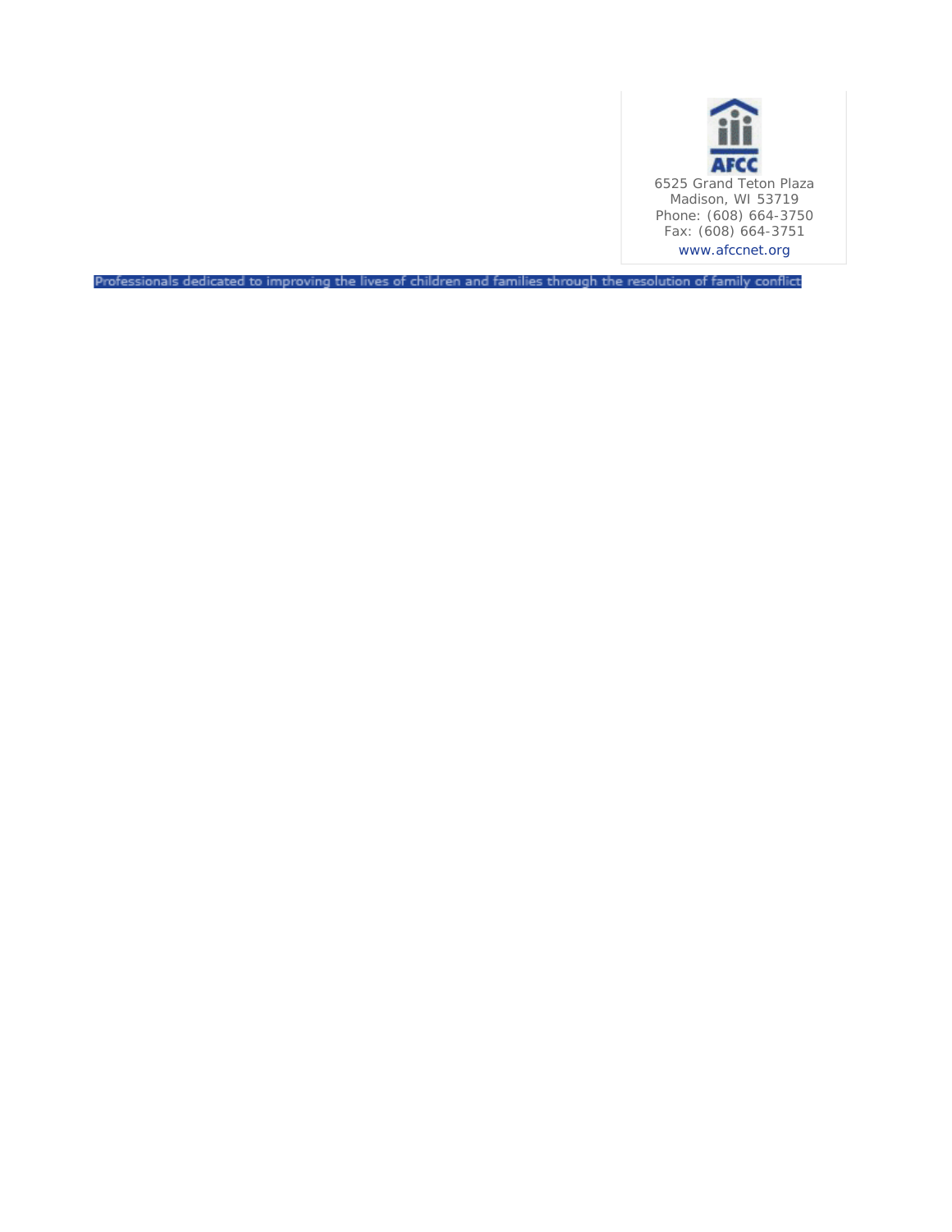AFCC

6525 Grand Teton Plaza
Madison, WI 53719
Phone: (608) 664-3750
Fax: (608) 664-3751
www.afccnet.org

Professionals dedicated to improving the lives of children and families through the resolution of family conflict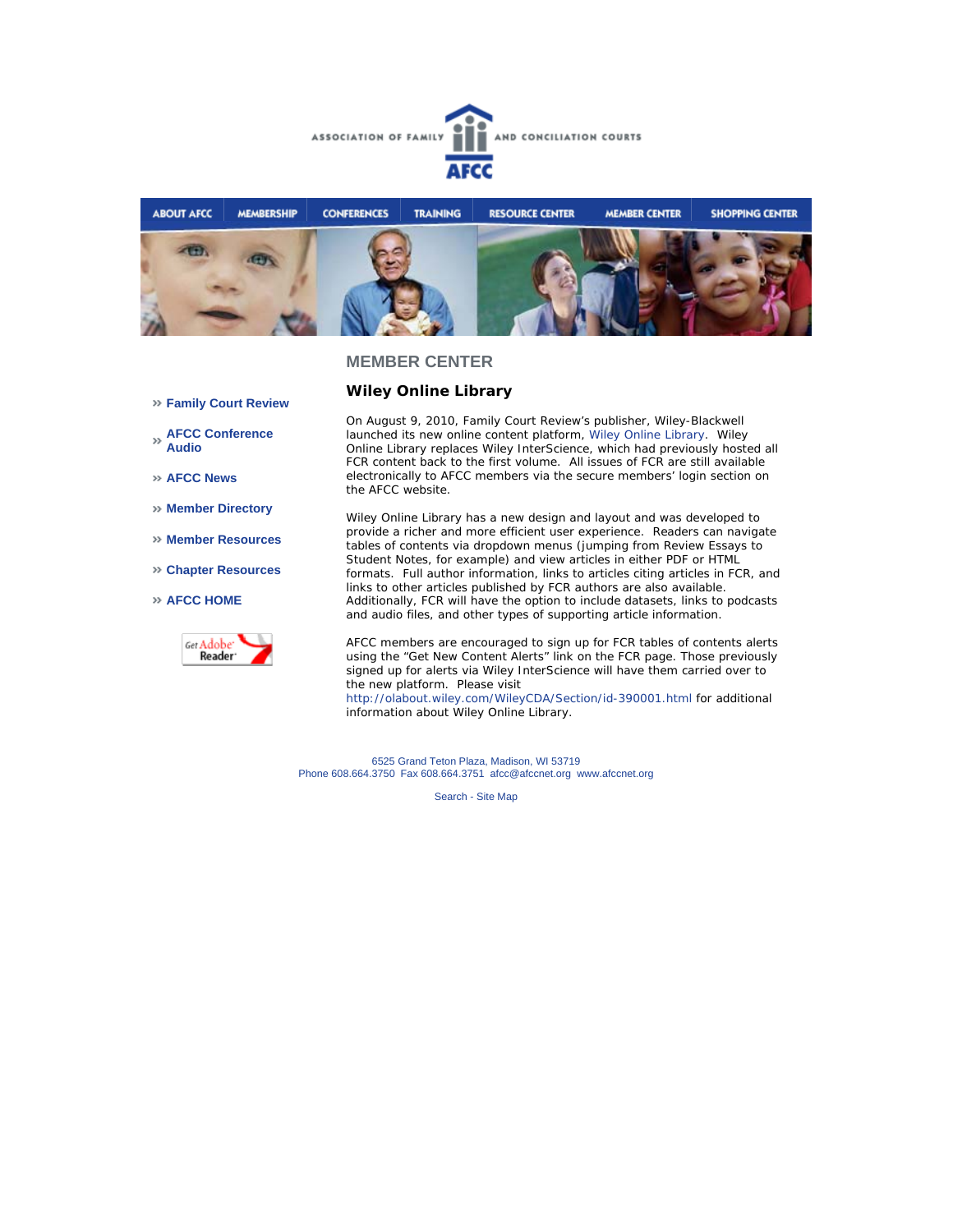ASSOCIATION OF FAMILY AND CONCILIATION COURTS

AFCC

ABOUT AFCC | MEMBERSHIP | CONFERENCES | TRAINING | RESOURCE CENTER | MEMBER CENTER | SHOPPING CENTER

- » Family Court Review
- » AFCC Conference Audio
- » AFCC News
- » Member Directory
- » Member Resources
- » Chapter Resources
- » AFCC HOME

Get Adobe Reader

## MEMBER CENTER

### Wiley Online Library

On August 9, 2010, Family Court Review's publisher, Wiley-Blackwell launched its new online content platform, Wiley Online Library. Wiley Online Library replaces Wiley InterScience, which had previously hosted all FCR content back to the first volume. All issues of FCR are still available electronically to AFCC members via the secure members' login section on the AFCC website.

Wiley Online Library has a new design and layout and was developed to provide a richer and more efficient user experience. Readers can navigate tables of contents via dropdown menus (jumping from Review Essays to Student Notes, for example) and view articles in either PDF or HTML formats. Full author information, links to articles citing articles in FCR, and links to other articles published by FCR authors are also available. Additionally, FCR will have the option to include datasets, links to podcasts and audio files, and other types of supporting article information.

AFCC members are encouraged to sign up for FCR tables of contents alerts using the "Get New Content Alerts" link on the FCR page. Those previously signed up for alerts via Wiley InterScience will have them carried over to the new platform. Please visit http://olabout.wiley.com/WileyCDA/Section/id-390001.html for additional information about Wiley Online Library.

6525 Grand Teton Plaza, Madison, WI 53719
Phone 608.664.3750 Fax 608.664.3751 afcc@afccnet.org www.afccnet.org

Search - Site Map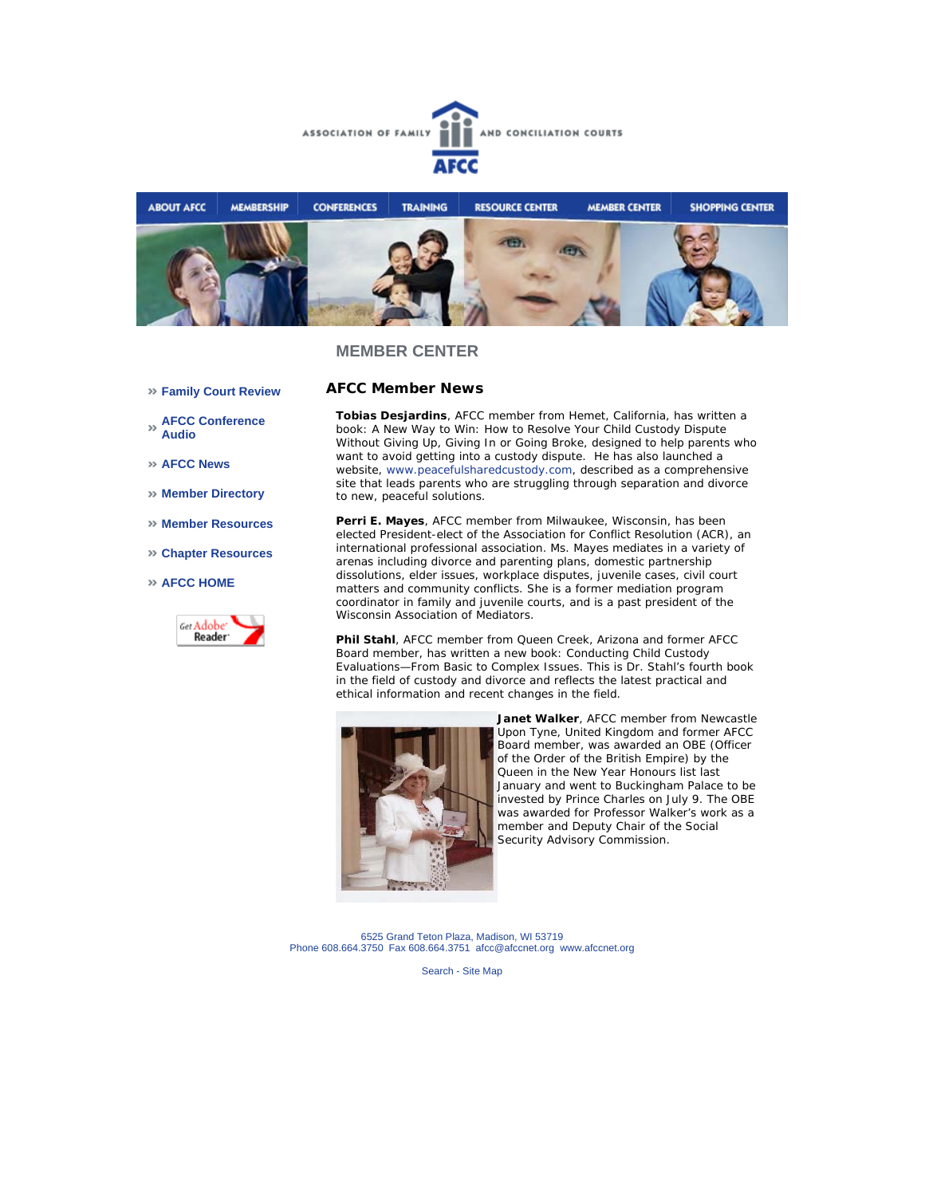ASSOCIATION OF FAMILY AND CONCILIATION COURTS

AFCC

ABOUT AFCC | MEMBERSHIP | CONFERENCES | TRAINING | RESOURCE CENTER | MEMBER CENTER | SHOPPING CENTER

## MEMBER CENTER

- » Family Court Review
- » AFCC Conference Audio
- » AFCC News
- » Member Directory
- » Member Resources
- » Chapter Resources
- » AFCC HOME

### AFCC Member News

**Tobias Desjardins**, AFCC member from Hemet, California, has written a book: A New Way to Win: How to Resolve Your Child Custody Dispute Without Giving Up, Giving In or Going Broke, designed to help parents who want to avoid getting into a custody dispute. He has also launched a website, www.peacefulsharedcustody.com, described as a comprehensive site that leads parents who are struggling through separation and divorce to new, peaceful solutions.

**Perri E. Mayes**, AFCC member from Milwaukee, Wisconsin, has been elected President-elect of the Association for Conflict Resolution (ACR), an international professional association. Ms. Mayes mediates in a variety of arenas including divorce and parenting plans, domestic partnership dissolutions, elder issues, workplace disputes, juvenile cases, civil court matters and community conflicts. She is a former mediation program coordinator in family and juvenile courts, and is a past president of the Wisconsin Association of Mediators.

**Phil Stahl**, AFCC member from Queen Creek, Arizona and former AFCC Board member, has written a new book: Conducting Child Custody Evaluations—From Basic to Complex Issues. This is Dr. Stahl's fourth book in the field of custody and divorce and reflects the latest practical and ethical information and recent changes in the field.

**Janet Walker**, AFCC member from Newcastle Upon Tyne, United Kingdom and former AFCC Board member, was awarded an OBE (Officer of the Order of the British Empire) by the Queen in the New Year Honours list last January and went to Buckingham Palace to be invested by Prince Charles on July 9. The OBE was awarded for Professor Walker's work as a member and Deputy Chair of the Social Security Advisory Commission.

6525 Grand Teton Plaza, Madison, WI 53719
Phone 608.664.3750 Fax 608.664.3751 afcc@afccnet.org www.afccnet.org

Search - Site Map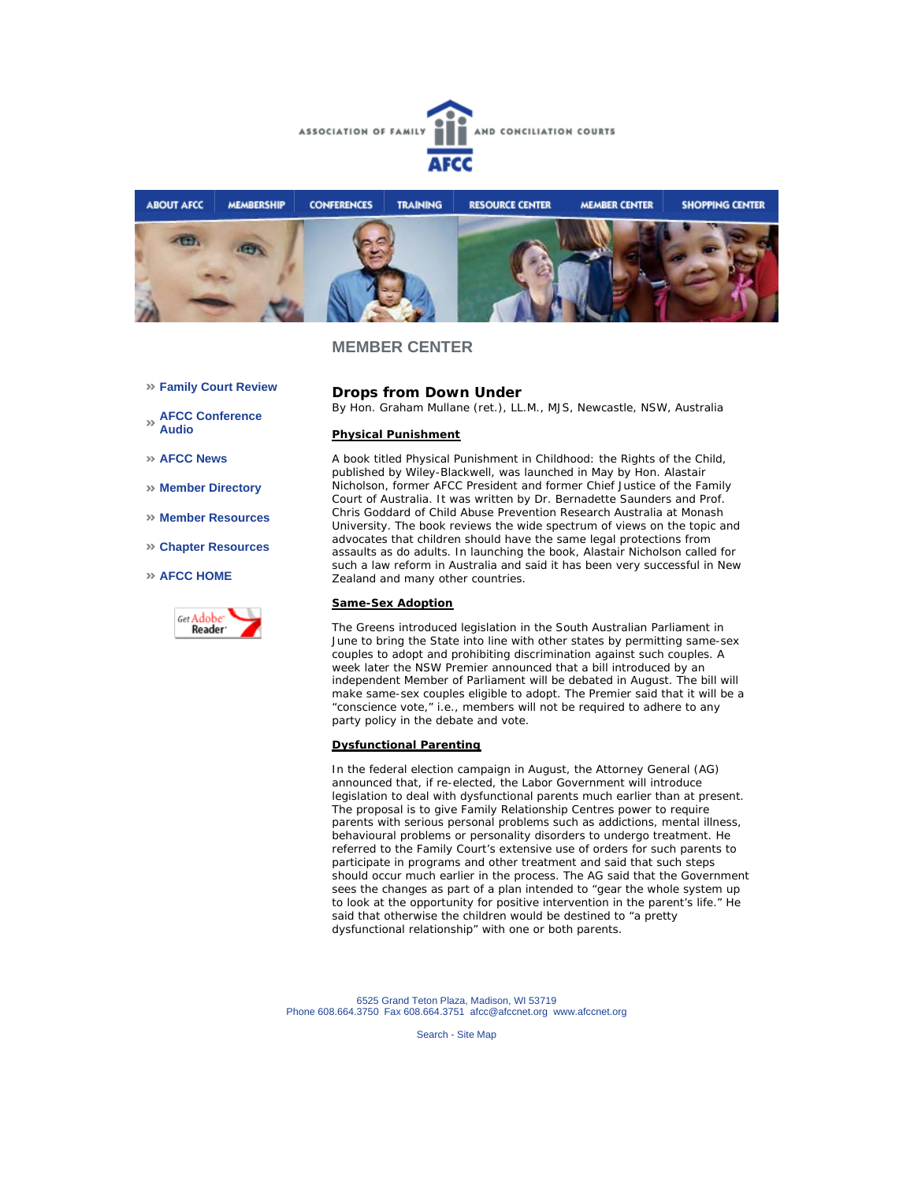ASSOCIATION OF FAMILY AND CONCILIATION COURTS

AFCC

ABOUT AFCC | MEMBERSHIP | CONFERENCES | TRAINING | RESOURCE CENTER | MEMBER CENTER | SHOPPING CENTER

## MEMBER CENTER

- Family Court Review
- AFCC Conference Audio
- AFCC News
- Member Directory
- Member Resources
- Chapter Resources
- AFCC HOME

Get Adobe Reader

### Drops from Down Under

By Hon. Graham Mullane (ret.), LL.M., MJS, Newcastle, NSW, Australia

**Physical Punishment**

A book titled Physical Punishment in Childhood: the Rights of the Child, published by Wiley-Blackwell, was launched in May by Hon. Alastair Nicholson, former AFCC President and former Chief Justice of the Family Court of Australia. It was written by Dr. Bernadette Saunders and Prof. Chris Goddard of Child Abuse Prevention Research Australia at Monash University. The book reviews the wide spectrum of views on the topic and advocates that children should have the same legal protections from assaults as do adults. In launching the book, Alastair Nicholson called for such a law reform in Australia and said it has been very successful in New Zealand and many other countries.

**Same-Sex Adoption**

The Greens introduced legislation in the South Australian Parliament in June to bring the State into line with other states by permitting same-sex couples to adopt and prohibiting discrimination against such couples. A week later the NSW Premier announced that a bill introduced by an independent Member of Parliament will be debated in August. The bill will make same-sex couples eligible to adopt. The Premier said that it will be a "conscience vote," i.e., members will not be required to adhere to any party policy in the debate and vote.

**Dysfunctional Parenting**

In the federal election campaign in August, the Attorney General (AG) announced that, if re-elected, the Labor Government will introduce legislation to deal with dysfunctional parents much earlier than at present. The proposal is to give Family Relationship Centres power to require parents with serious personal problems such as addictions, mental illness, behavioural problems or personality disorders to undergo treatment. He referred to the Family Court's extensive use of orders for such parents to participate in programs and other treatment and said that such steps should occur much earlier in the process. The AG said that the Government sees the changes as part of a plan intended to "gear the whole system up to look at the opportunity for positive intervention in the parent's life." He said that otherwise the children would be destined to "a pretty dysfunctional relationship" with one or both parents.

6525 Grand Teton Plaza, Madison, WI 53719
Phone 608.664.3750 Fax 608.664.3751 afcc@afccnet.org www.afccnet.org

Search - Site Map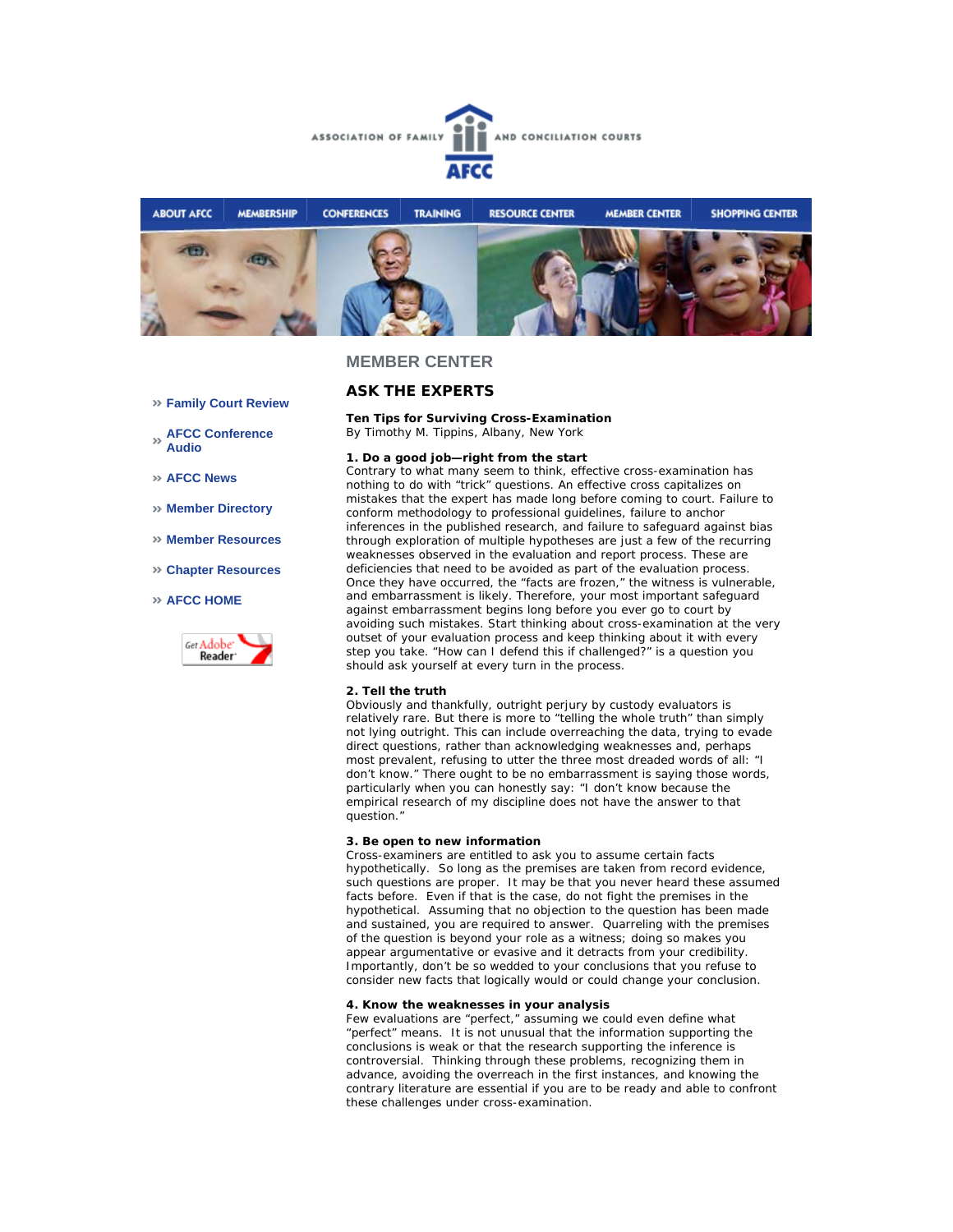ASSOCIATION OF FAMILY AND CONCILIATION COURTS

AFCC

ABOUT AFCC | MEMBERSHIP | CONFERENCES | TRAINING | RESOURCE CENTER | MEMBER CENTER | SHOPPING CENTER

- » Family Court Review
- » AFCC Conference Audio
- » AFCC News
- » Member Directory
- » Member Resources
- » Chapter Resources
- » AFCC HOME

## MEMBER CENTER

## ASK THE EXPERTS

**Ten Tips for Surviving Cross-Examination**
By Timothy M. Tippins, Albany, New York

**1. Do a good job—right from the start**
Contrary to what many seem to think, effective cross-examination has nothing to do with "trick" questions. An effective cross capitalizes on mistakes that the expert has made long before coming to court. Failure to conform methodology to professional guidelines, failure to anchor inferences in the published research, and failure to safeguard against bias through exploration of multiple hypotheses are just a few of the recurring weaknesses observed in the evaluation and report process. These are deficiencies that need to be avoided as part of the evaluation process. Once they have occurred, the "facts are frozen," the witness is vulnerable, and embarrassment is likely. Therefore, your most important safeguard against embarrassment begins long before you ever go to court by avoiding such mistakes. Start thinking about cross-examination at the very outset of your evaluation process and keep thinking about it with every step you take. "How can I defend this if challenged?" is a question you should ask yourself at every turn in the process.

**2. Tell the truth**
Obviously and thankfully, outright perjury by custody evaluators is relatively rare. But there is more to "telling the whole truth" than simply not lying outright. This can include overreaching the data, trying to evade direct questions, rather than acknowledging weaknesses and, perhaps most prevalent, refusing to utter the three most dreaded words of all: "I don't know." There ought to be no embarrassment is saying those words, particularly when you can honestly say: "I don't know because the empirical research of my discipline does not have the answer to that question."

**3. Be open to new information**
Cross-examiners are entitled to ask you to assume certain facts hypothetically. So long as the premises are taken from record evidence, such questions are proper. It may be that you never heard these assumed facts before. Even if that is the case, do not fight the premises in the hypothetical. Assuming that no objection to the question has been made and sustained, you are required to answer. Quarreling with the premises of the question is beyond your role as a witness; doing so makes you appear argumentative or evasive and it detracts from your credibility. Importantly, don't be so wedded to your conclusions that you refuse to consider new facts that logically would or could change your conclusion.

**4. Know the weaknesses in your analysis**
Few evaluations are "perfect," assuming we could even define what "perfect" means. It is not unusual that the information supporting the conclusions is weak or that the research supporting the inference is controversial. Thinking through these problems, recognizing them in advance, avoiding the overreach in the first instances, and knowing the contrary literature are essential if you are to be ready and able to confront these challenges under cross-examination.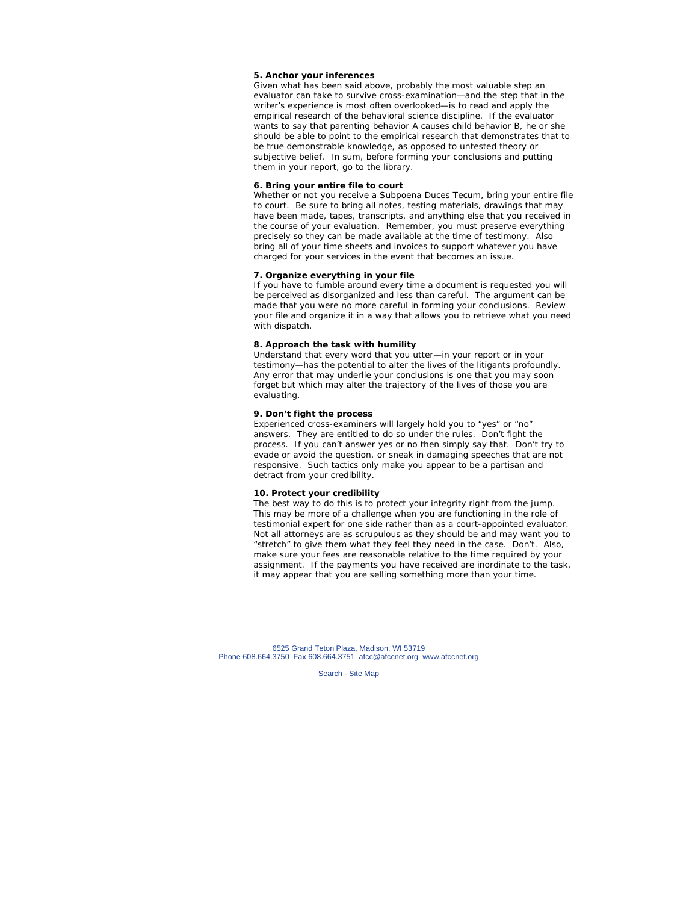**5. Anchor your inferences**

Given what has been said above, probably the most valuable step an evaluator can take to survive cross-examination—and the step that in the writer's experience is most often overlooked—is to read and apply the empirical research of the behavioral science discipline. If the evaluator wants to say that parenting behavior A causes child behavior B, he or she should be able to point to the empirical research that demonstrates that to be true demonstrable knowledge, as opposed to untested theory or subjective belief. In sum, before forming your conclusions and putting them in your report, go to the library.

**6. Bring your entire file to court**

Whether or not you receive a Subpoena Duces Tecum, bring your entire file to court. Be sure to bring all notes, testing materials, drawings that may have been made, tapes, transcripts, and anything else that you received in the course of your evaluation. Remember, you must preserve everything precisely so they can be made available at the time of testimony. Also bring all of your time sheets and invoices to support whatever you have charged for your services in the event that becomes an issue.

**7. Organize everything in your file**

If you have to fumble around every time a document is requested you will be perceived as disorganized and less than careful. The argument can be made that you were no more careful in forming your conclusions. Review your file and organize it in a way that allows you to retrieve what you need with dispatch.

**8. Approach the task with humility**

Understand that every word that you utter—in your report or in your testimony—has the potential to alter the lives of the litigants profoundly. Any error that may underlie your conclusions is one that you may soon forget but which may alter the trajectory of the lives of those you are evaluating.

**9. Don't fight the process**

Experienced cross-examiners will largely hold you to "yes" or "no" answers. They are entitled to do so under the rules. Don't fight the process. If you can't answer yes or no then simply say that. Don't try to evade or avoid the question, or sneak in damaging speeches that are not responsive. Such tactics only make you appear to be a partisan and detract from your credibility.

**10. Protect your credibility**

The best way to do this is to protect your integrity right from the jump. This may be more of a challenge when you are functioning in the role of testimonial expert for one side rather than as a court-appointed evaluator. Not all attorneys are as scrupulous as they should be and may want you to "stretch" to give them what they feel they need in the case. Don't. Also, make sure your fees are reasonable relative to the time required by your assignment. If the payments you have received are inordinate to the task, it may appear that you are selling something more than your time.

6525 Grand Teton Plaza, Madison, WI 53719
Phone 608.664.3750 Fax 608.664.3751 afcc@afccnet.org www.afccnet.org

Search - Site Map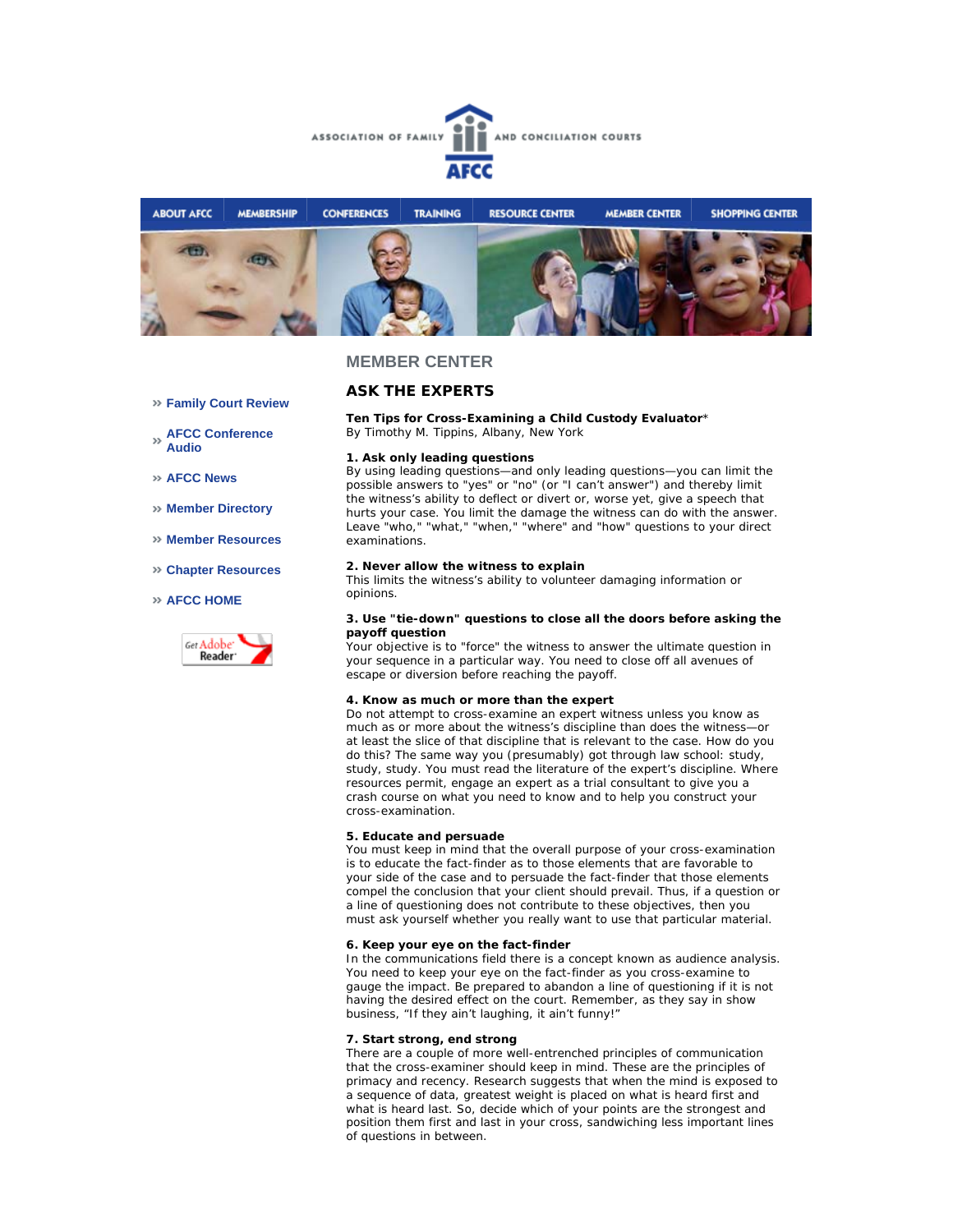ASSOCIATION OF FAMILY AND CONCILIATION COURTS

AFCC

ABOUT AFCC | MEMBERSHIP | CONFERENCES | TRAINING | RESOURCE CENTER | MEMBER CENTER | SHOPPING CENTER

- » Family Court Review
- » AFCC Conference Audio
- » AFCC News
- » Member Directory
- » Member Resources
- » Chapter Resources
- » AFCC HOME

Get Adobe Reader

## MEMBER CENTER

## ASK THE EXPERTS

**Ten Tips for Cross-Examining a Child Custody Evaluator***
By Timothy M. Tippins, Albany, New York

**1. Ask only leading questions**
By using leading questions—and only leading questions—you can limit the possible answers to "yes" or "no" (or "I can't answer") and thereby limit the witness's ability to deflect or divert or, worse yet, give a speech that hurts your case. You limit the damage the witness can do with the answer. Leave "who," "what," "when," "where" and "how" questions to your direct examinations.

**2. Never allow the witness to explain**
This limits the witness's ability to volunteer damaging information or opinions.

**3. Use "tie-down" questions to close all the doors before asking the payoff question**
Your objective is to "force" the witness to answer the ultimate question in your sequence in a particular way. You need to close off all avenues of escape or diversion before reaching the payoff.

**4. Know as much or more than the expert**
Do not attempt to cross-examine an expert witness unless you know as much as or more about the witness's discipline than does the witness—or at least the slice of that discipline that is relevant to the case. How do you do this? The same way you (presumably) got through law school: study, study, study. You must read the literature of the expert's discipline. Where resources permit, engage an expert as a trial consultant to give you a crash course on what you need to know and to help you construct your cross-examination.

**5. Educate and persuade**
You must keep in mind that the overall purpose of your cross-examination is to educate the fact-finder as to those elements that are favorable to your side of the case and to persuade the fact-finder that those elements compel the conclusion that your client should prevail. Thus, if a question or a line of questioning does not contribute to these objectives, then you must ask yourself whether you really want to use that particular material.

**6. Keep your eye on the fact-finder**
In the communications field there is a concept known as audience analysis. You need to keep your eye on the fact-finder as you cross-examine to gauge the impact. Be prepared to abandon a line of questioning if it is not having the desired effect on the court. Remember, as they say in show business, "If they ain't laughing, it ain't funny!"

**7. Start strong, end strong**
There are a couple of more well-entrenched principles of communication that the cross-examiner should keep in mind. These are the principles of primacy and recency. Research suggests that when the mind is exposed to a sequence of data, greatest weight is placed on what is heard first and what is heard last. So, decide which of your points are the strongest and position them first and last in your cross, sandwiching less important lines of questions in between.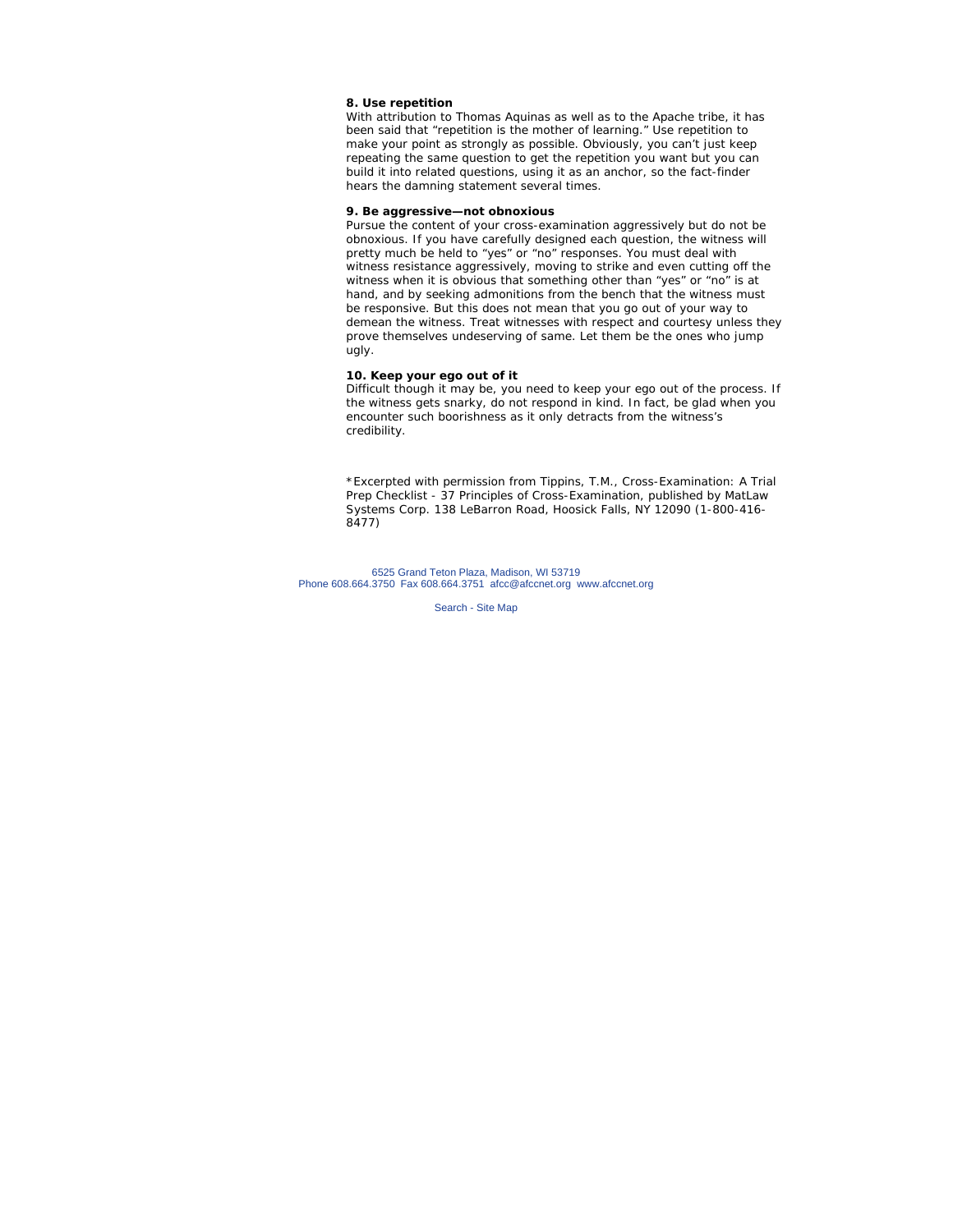**8. Use repetition**

With attribution to Thomas Aquinas as well as to the Apache tribe, it has been said that “repetition is the mother of learning.” Use repetition to make your point as strongly as possible. Obviously, you can’t just keep repeating the same question to get the repetition you want but you can build it into related questions, using it as an anchor, so the fact-finder hears the damning statement several times.

**9. Be aggressive—not obnoxious**

Pursue the content of your cross-examination aggressively but do not be obnoxious. If you have carefully designed each question, the witness will pretty much be held to “yes” or “no” responses. You must deal with witness resistance aggressively, moving to strike and even cutting off the witness when it is obvious that something other than “yes” or “no” is at hand, and by seeking admonitions from the bench that the witness must be responsive. But this does not mean that you go out of your way to demean the witness. Treat witnesses with respect and courtesy unless they prove themselves undeserving of same. Let them be the ones who jump ugly.

**10. Keep your ego out of it**

Difficult though it may be, you need to keep your ego out of the process. If the witness gets snarky, do not respond in kind. In fact, be glad when you encounter such boorishness as it only detracts from the witness’s credibility.

*Excerpted with permission from Tippins, T.M., Cross-Examination: A Trial Prep Checklist - 37 Principles of Cross-Examination, published by MatLaw Systems Corp. 138 LeBarron Road, Hoosick Falls, NY 12090 (1-800-416-8477)

6525 Grand Teton Plaza, Madison, WI 53719
Phone 608.664.3750 Fax 608.664.3751 afcc@afccnet.org www.afccnet.org

Search - Site Map